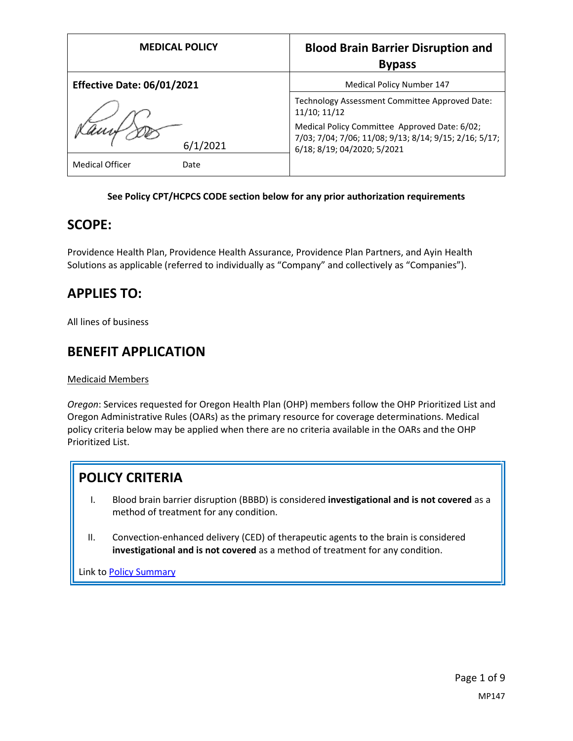| MEDICAL POLICY | Blood Brain Barrier Disruption and Bypass |
| --- | --- |
| **Effective Date: 06/01/2021** | Medical Policy Number 147 |
| 6/1/2021 | Technology Assessment Committee Approved Date: 11/10; 11/12<br>Medical Policy Committee Approved Date: 6/02; 7/03; 7/04; 7/06; 11/08; 9/13; 8/14; 9/15; 2/16; 5/17; 6/18; 8/19; 04/2020; 5/2021 |
| Medical Officer Date | |

**See Policy CPT/HCPCS CODE section below for any prior authorization requirements**

## SCOPE:

Providence Health Plan, Providence Health Assurance, Providence Plan Partners, and Ayin Health Solutions as applicable (referred to individually as "Company" and collectively as "Companies").

## APPLIES TO:

All lines of business

## BENEFIT APPLICATION

Medicaid Members

*Oregon*: Services requested for Oregon Health Plan (OHP) members follow the OHP Prioritized List and Oregon Administrative Rules (OARs) as the primary resource for coverage determinations. Medical policy criteria below may be applied when there are no criteria available in the OARs and the OHP Prioritized List.

## POLICY CRITERIA

I. Blood brain barrier disruption (BBBD) is considered **investigational and is not covered** as a method of treatment for any condition.

II. Convection-enhanced delivery (CED) of therapeutic agents to the brain is considered **investigational and is not covered** as a method of treatment for any condition.

Link to Policy Summary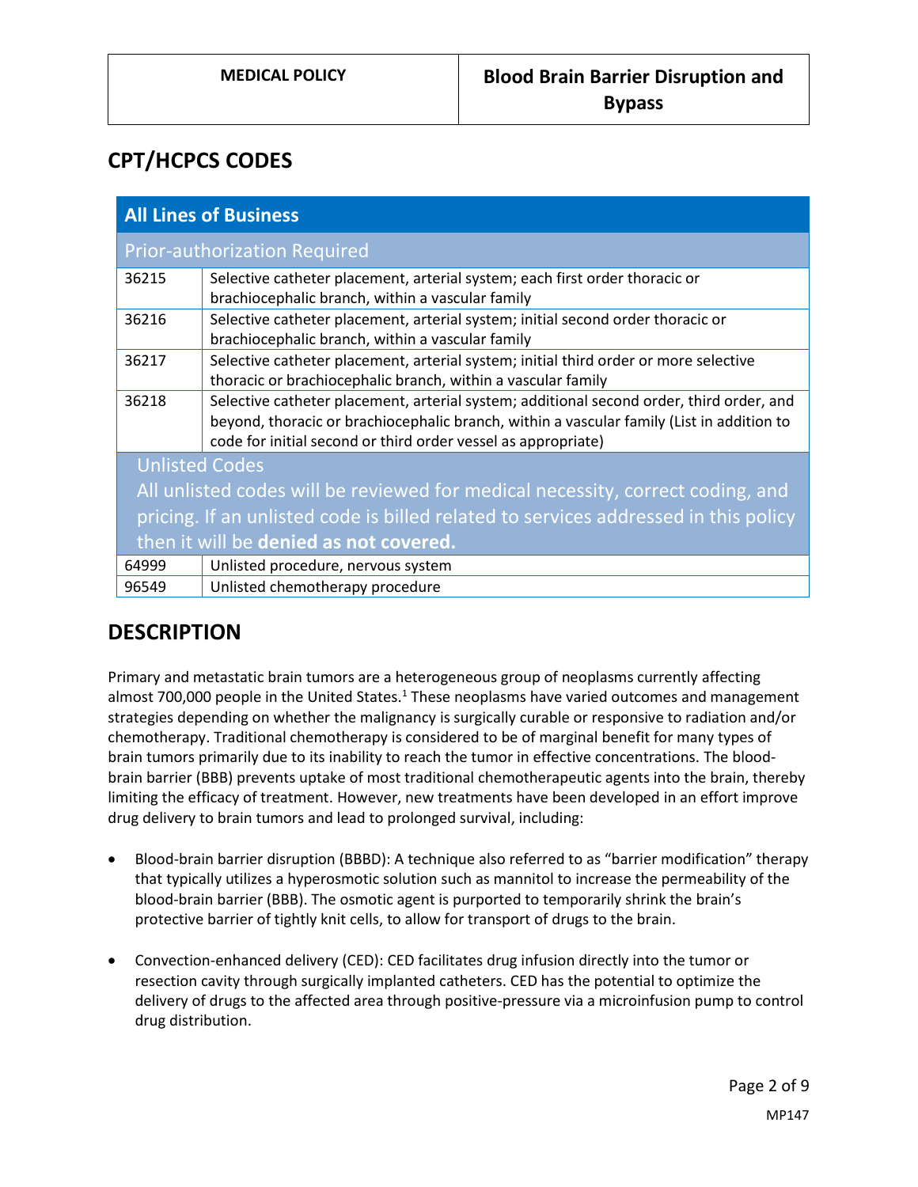## CPT/HCPCS CODES

| All Lines of Business | |
|---|---|
| **Prior-authorization Required** | |
| 36215 | Selective catheter placement, arterial system; each first order thoracic or brachiocephalic branch, within a vascular family |
| 36216 | Selective catheter placement, arterial system; initial second order thoracic or brachiocephalic branch, within a vascular family |
| 36217 | Selective catheter placement, arterial system; initial third order or more selective thoracic or brachiocephalic branch, within a vascular family |
| 36218 | Selective catheter placement, arterial system; additional second order, third order, and beyond, thoracic or brachiocephalic branch, within a vascular family (List in addition to code for initial second or third order vessel as appropriate) |
| **Unlisted Codes** All unlisted codes will be reviewed for medical necessity, correct coding, and pricing. If an unlisted code is billed related to services addressed in this policy then it will be **denied as not covered.** | |
| 64999 | Unlisted procedure, nervous system |
| 96549 | Unlisted chemotherapy procedure |

## DESCRIPTION

Primary and metastatic brain tumors are a heterogeneous group of neoplasms currently affecting almost 700,000 people in the United States.[1] These neoplasms have varied outcomes and management strategies depending on whether the malignancy is surgically curable or responsive to radiation and/or chemotherapy. Traditional chemotherapy is considered to be of marginal benefit for many types of brain tumors primarily due to its inability to reach the tumor in effective concentrations. The blood-brain barrier (BBB) prevents uptake of most traditional chemotherapeutic agents into the brain, thereby limiting the efficacy of treatment. However, new treatments have been developed in an effort improve drug delivery to brain tumors and lead to prolonged survival, including:

- Blood-brain barrier disruption (BBBD): A technique also referred to as "barrier modification" therapy that typically utilizes a hyperosmotic solution such as mannitol to increase the permeability of the blood-brain barrier (BBB). The osmotic agent is purported to temporarily shrink the brain's protective barrier of tightly knit cells, to allow for transport of drugs to the brain.

- Convection-enhanced delivery (CED): CED facilitates drug infusion directly into the tumor or resection cavity through surgically implanted catheters. CED has the potential to optimize the delivery of drugs to the affected area through positive-pressure via a microinfusion pump to control drug distribution.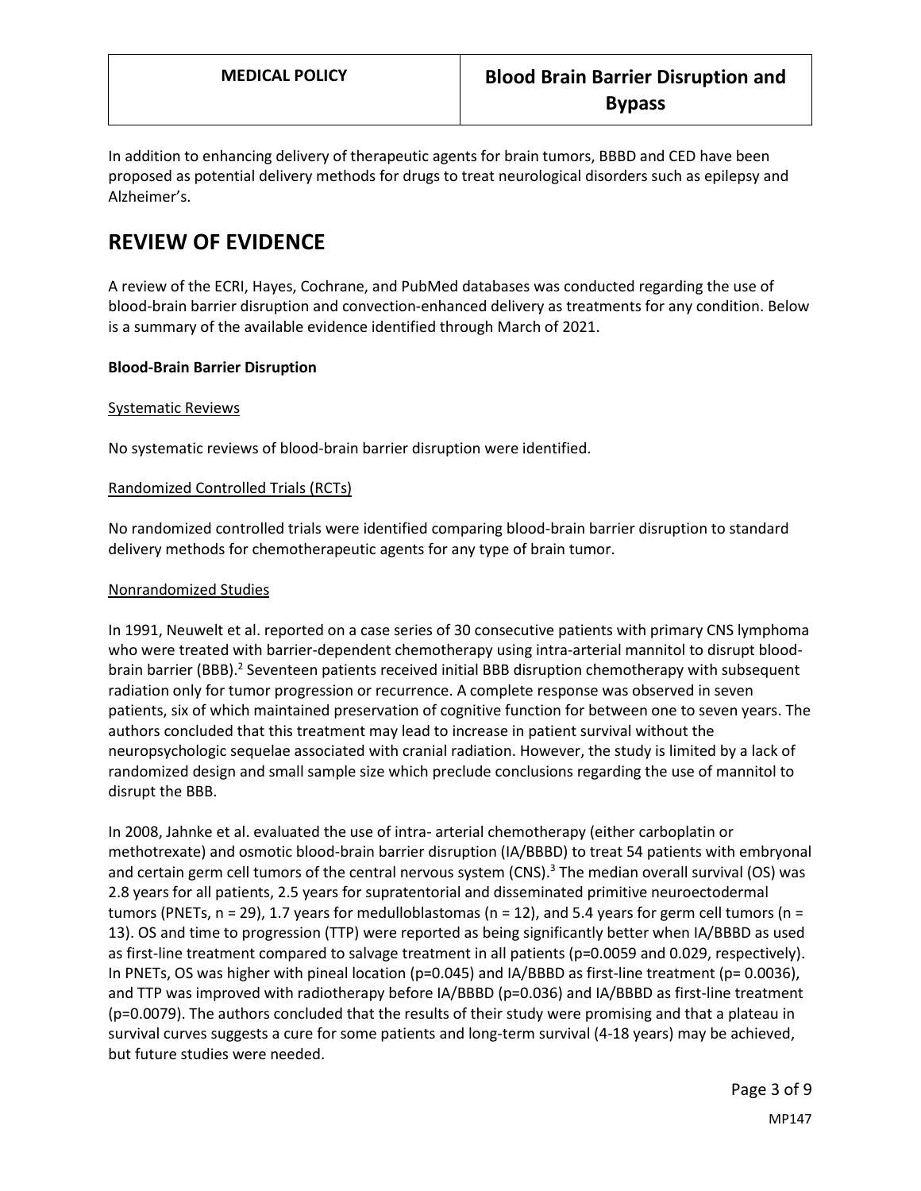In addition to enhancing delivery of therapeutic agents for brain tumors, BBBD and CED have been proposed as potential delivery methods for drugs to treat neurological disorders such as epilepsy and Alzheimer's.

# REVIEW OF EVIDENCE

A review of the ECRI, Hayes, Cochrane, and PubMed databases was conducted regarding the use of blood-brain barrier disruption and convection-enhanced delivery as treatments for any condition. Below is a summary of the available evidence identified through March of 2021.

**Blood-Brain Barrier Disruption**

Systematic Reviews

No systematic reviews of blood-brain barrier disruption were identified.

Randomized Controlled Trials (RCTs)

No randomized controlled trials were identified comparing blood-brain barrier disruption to standard delivery methods for chemotherapeutic agents for any type of brain tumor.

Nonrandomized Studies

In 1991, Neuwelt et al. reported on a case series of 30 consecutive patients with primary CNS lymphoma who were treated with barrier-dependent chemotherapy using intra-arterial mannitol to disrupt blood-brain barrier (BBB).[2] Seventeen patients received initial BBB disruption chemotherapy with subsequent radiation only for tumor progression or recurrence. A complete response was observed in seven patients, six of which maintained preservation of cognitive function for between one to seven years. The authors concluded that this treatment may lead to increase in patient survival without the neuropsychologic sequelae associated with cranial radiation. However, the study is limited by a lack of randomized design and small sample size which preclude conclusions regarding the use of mannitol to disrupt the BBB.

In 2008, Jahnke et al. evaluated the use of intra- arterial chemotherapy (either carboplatin or methotrexate) and osmotic blood-brain barrier disruption (IA/BBBD) to treat 54 patients with embryonal and certain germ cell tumors of the central nervous system (CNS).[3] The median overall survival (OS) was 2.8 years for all patients, 2.5 years for supratentorial and disseminated primitive neuroectodermal tumors (PNETs, n = 29), 1.7 years for medulloblastomas (n = 12), and 5.4 years for germ cell tumors (n = 13). OS and time to progression (TTP) were reported as being significantly better when IA/BBBD as used as first-line treatment compared to salvage treatment in all patients (p=0.0059 and 0.029, respectively). In PNETs, OS was higher with pineal location (p=0.045) and IA/BBBD as first-line treatment (p= 0.0036), and TTP was improved with radiotherapy before IA/BBBD (p=0.036) and IA/BBBD as first-line treatment (p=0.0079). The authors concluded that the results of their study were promising and that a plateau in survival curves suggests a cure for some patients and long-term survival (4-18 years) may be achieved, but future studies were needed.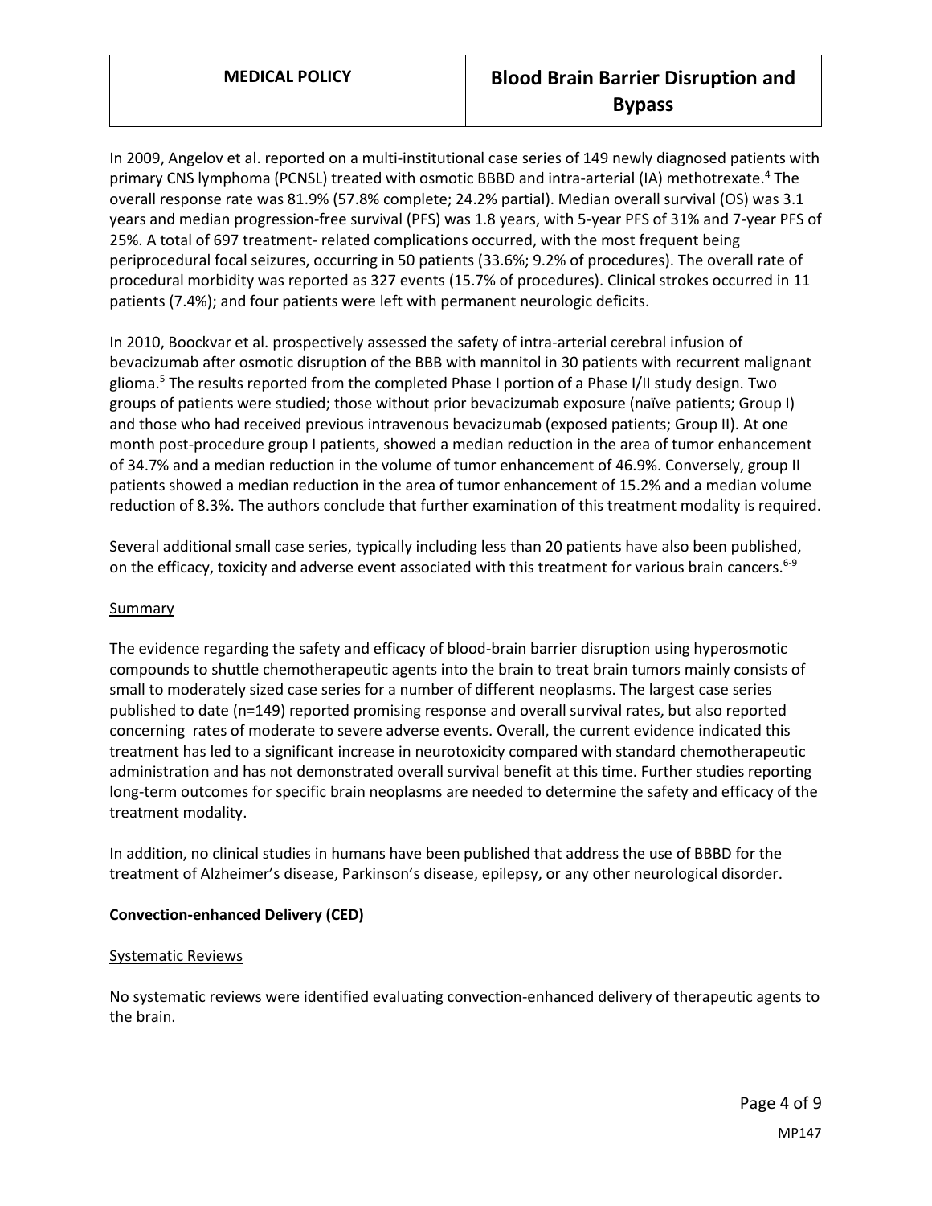In 2009, Angelov et al. reported on a multi-institutional case series of 149 newly diagnosed patients with primary CNS lymphoma (PCNSL) treated with osmotic BBBD and intra-arterial (IA) methotrexate.[4] The overall response rate was 81.9% (57.8% complete; 24.2% partial). Median overall survival (OS) was 3.1 years and median progression-free survival (PFS) was 1.8 years, with 5-year PFS of 31% and 7-year PFS of 25%. A total of 697 treatment- related complications occurred, with the most frequent being periprocedural focal seizures, occurring in 50 patients (33.6%; 9.2% of procedures). The overall rate of procedural morbidity was reported as 327 events (15.7% of procedures). Clinical strokes occurred in 11 patients (7.4%); and four patients were left with permanent neurologic deficits.

In 2010, Boockvar et al. prospectively assessed the safety of intra-arterial cerebral infusion of bevacizumab after osmotic disruption of the BBB with mannitol in 30 patients with recurrent malignant glioma.[5] The results reported from the completed Phase I portion of a Phase I/II study design. Two groups of patients were studied; those without prior bevacizumab exposure (naïve patients; Group I) and those who had received previous intravenous bevacizumab (exposed patients; Group II). At one month post-procedure group I patients, showed a median reduction in the area of tumor enhancement of 34.7% and a median reduction in the volume of tumor enhancement of 46.9%. Conversely, group II patients showed a median reduction in the area of tumor enhancement of 15.2% and a median volume reduction of 8.3%. The authors conclude that further examination of this treatment modality is required.

Several additional small case series, typically including less than 20 patients have also been published, on the efficacy, toxicity and adverse event associated with this treatment for various brain cancers.[6-9]

Summary

The evidence regarding the safety and efficacy of blood-brain barrier disruption using hyperosmotic compounds to shuttle chemotherapeutic agents into the brain to treat brain tumors mainly consists of small to moderately sized case series for a number of different neoplasms. The largest case series published to date (n=149) reported promising response and overall survival rates, but also reported concerning rates of moderate to severe adverse events. Overall, the current evidence indicated this treatment has led to a significant increase in neurotoxicity compared with standard chemotherapeutic administration and has not demonstrated overall survival benefit at this time. Further studies reporting long-term outcomes for specific brain neoplasms are needed to determine the safety and efficacy of the treatment modality.

In addition, no clinical studies in humans have been published that address the use of BBBD for the treatment of Alzheimer's disease, Parkinson's disease, epilepsy, or any other neurological disorder.

**Convection-enhanced Delivery (CED)**

Systematic Reviews

No systematic reviews were identified evaluating convection-enhanced delivery of therapeutic agents to the brain.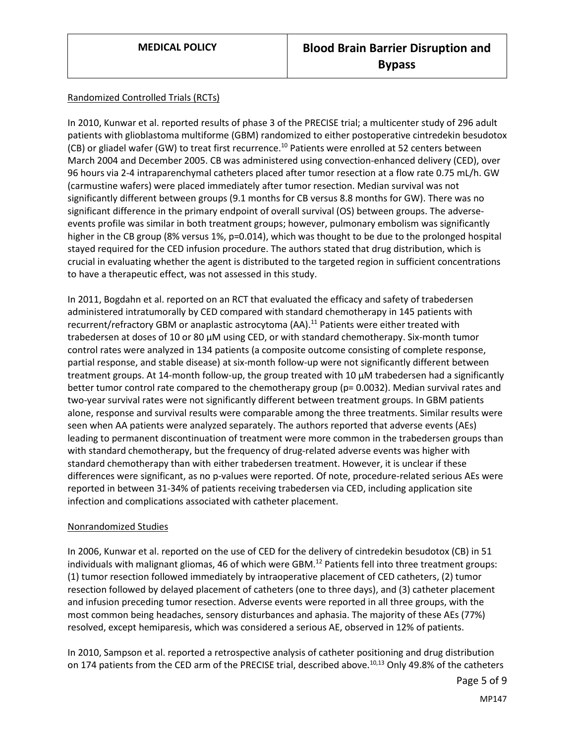Randomized Controlled Trials (RCTs)

In 2010, Kunwar et al. reported results of phase 3 of the PRECISE trial; a multicenter study of 296 adult patients with glioblastoma multiforme (GBM) randomized to either postoperative cintredekin besudotox (CB) or gliadel wafer (GW) to treat first recurrence.[10] Patients were enrolled at 52 centers between March 2004 and December 2005. CB was administered using convection-enhanced delivery (CED), over 96 hours via 2-4 intraparenchymal catheters placed after tumor resection at a flow rate 0.75 mL/h. GW (carmustine wafers) were placed immediately after tumor resection. Median survival was not significantly different between groups (9.1 months for CB versus 8.8 months for GW). There was no significant difference in the primary endpoint of overall survival (OS) between groups. The adverse-events profile was similar in both treatment groups; however, pulmonary embolism was significantly higher in the CB group (8% versus 1%, p=0.014), which was thought to be due to the prolonged hospital stayed required for the CED infusion procedure. The authors stated that drug distribution, which is crucial in evaluating whether the agent is distributed to the targeted region in sufficient concentrations to have a therapeutic effect, was not assessed in this study.

In 2011, Bogdahn et al. reported on an RCT that evaluated the efficacy and safety of trabedersen administered intratumorally by CED compared with standard chemotherapy in 145 patients with recurrent/refractory GBM or anaplastic astrocytoma (AA).[11] Patients were either treated with trabedersen at doses of 10 or 80 μM using CED, or with standard chemotherapy. Six-month tumor control rates were analyzed in 134 patients (a composite outcome consisting of complete response, partial response, and stable disease) at six-month follow-up were not significantly different between treatment groups. At 14-month follow-up, the group treated with 10 μM trabedersen had a significantly better tumor control rate compared to the chemotherapy group (p= 0.0032). Median survival rates and two-year survival rates were not significantly different between treatment groups. In GBM patients alone, response and survival results were comparable among the three treatments. Similar results were seen when AA patients were analyzed separately. The authors reported that adverse events (AEs) leading to permanent discontinuation of treatment were more common in the trabedersen groups than with standard chemotherapy, but the frequency of drug-related adverse events was higher with standard chemotherapy than with either trabedersen treatment. However, it is unclear if these differences were significant, as no p-values were reported. Of note, procedure-related serious AEs were reported in between 31-34% of patients receiving trabedersen via CED, including application site infection and complications associated with catheter placement.

Nonrandomized Studies

In 2006, Kunwar et al. reported on the use of CED for the delivery of cintredekin besudotox (CB) in 51 individuals with malignant gliomas, 46 of which were GBM.[12] Patients fell into three treatment groups: (1) tumor resection followed immediately by intraoperative placement of CED catheters, (2) tumor resection followed by delayed placement of catheters (one to three days), and (3) catheter placement and infusion preceding tumor resection. Adverse events were reported in all three groups, with the most common being headaches, sensory disturbances and aphasia. The majority of these AEs (77%) resolved, except hemiparesis, which was considered a serious AE, observed in 12% of patients.

In 2010, Sampson et al. reported a retrospective analysis of catheter positioning and drug distribution on 174 patients from the CED arm of the PRECISE trial, described above.[10,13] Only 49.8% of the catheters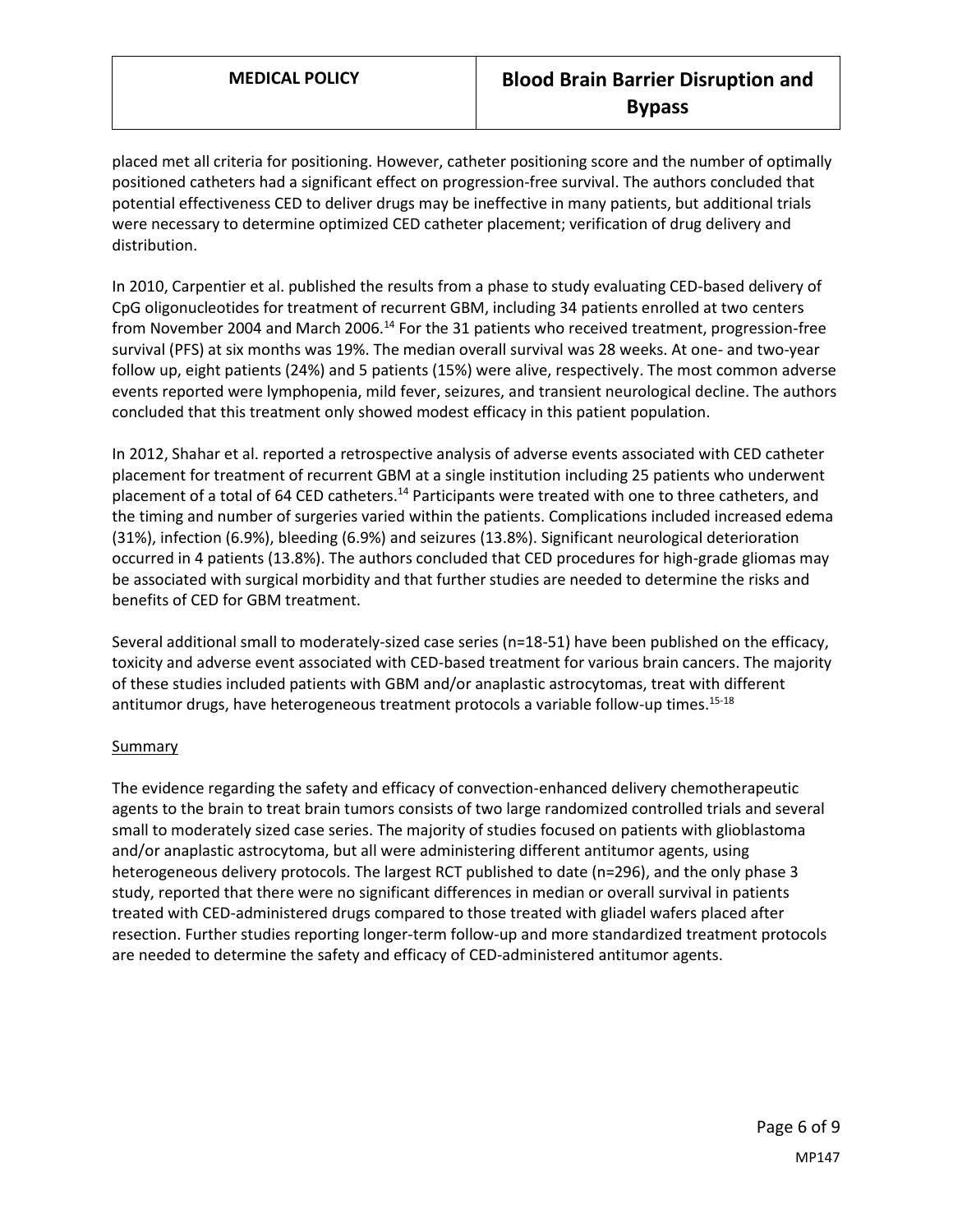placed met all criteria for positioning. However, catheter positioning score and the number of optimally positioned catheters had a significant effect on progression-free survival. The authors concluded that potential effectiveness CED to deliver drugs may be ineffective in many patients, but additional trials were necessary to determine optimized CED catheter placement; verification of drug delivery and distribution.

In 2010, Carpentier et al. published the results from a phase to study evaluating CED-based delivery of CpG oligonucleotides for treatment of recurrent GBM, including 34 patients enrolled at two centers from November 2004 and March 2006.[14] For the 31 patients who received treatment, progression-free survival (PFS) at six months was 19%. The median overall survival was 28 weeks. At one- and two-year follow up, eight patients (24%) and 5 patients (15%) were alive, respectively. The most common adverse events reported were lymphopenia, mild fever, seizures, and transient neurological decline. The authors concluded that this treatment only showed modest efficacy in this patient population.

In 2012, Shahar et al. reported a retrospective analysis of adverse events associated with CED catheter placement for treatment of recurrent GBM at a single institution including 25 patients who underwent placement of a total of 64 CED catheters.[14] Participants were treated with one to three catheters, and the timing and number of surgeries varied within the patients. Complications included increased edema (31%), infection (6.9%), bleeding (6.9%) and seizures (13.8%). Significant neurological deterioration occurred in 4 patients (13.8%). The authors concluded that CED procedures for high-grade gliomas may be associated with surgical morbidity and that further studies are needed to determine the risks and benefits of CED for GBM treatment.

Several additional small to moderately-sized case series (n=18-51) have been published on the efficacy, toxicity and adverse event associated with CED-based treatment for various brain cancers. The majority of these studies included patients with GBM and/or anaplastic astrocytomas, treat with different antitumor drugs, have heterogeneous treatment protocols a variable follow-up times.[15-18]

<u>Summary</u>

The evidence regarding the safety and efficacy of convection-enhanced delivery chemotherapeutic agents to the brain to treat brain tumors consists of two large randomized controlled trials and several small to moderately sized case series. The majority of studies focused on patients with glioblastoma and/or anaplastic astrocytoma, but all were administering different antitumor agents, using heterogeneous delivery protocols. The largest RCT published to date (n=296), and the only phase 3 study, reported that there were no significant differences in median or overall survival in patients treated with CED-administered drugs compared to those treated with gliadel wafers placed after resection. Further studies reporting longer-term follow-up and more standardized treatment protocols are needed to determine the safety and efficacy of CED-administered antitumor agents.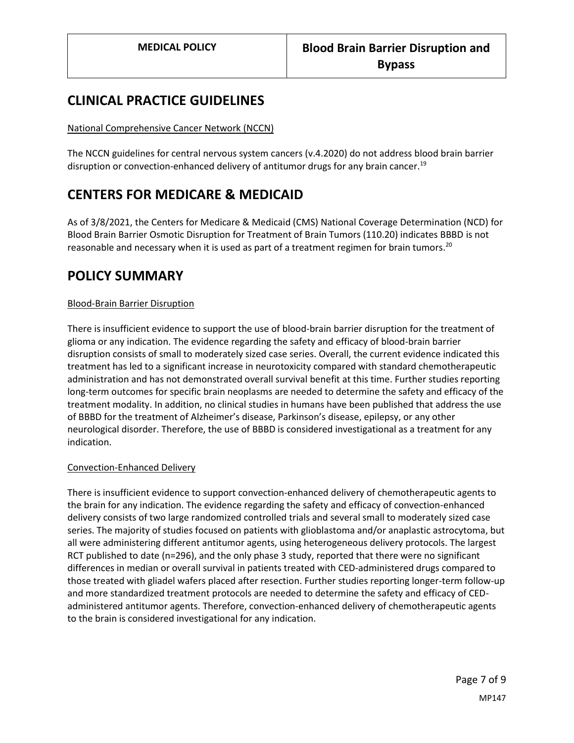## CLINICAL PRACTICE GUIDELINES

National Comprehensive Cancer Network (NCCN)

The NCCN guidelines for central nervous system cancers (v.4.2020) do not address blood brain barrier disruption or convection-enhanced delivery of antitumor drugs for any brain cancer.[19]

## CENTERS FOR MEDICARE & MEDICAID

As of 3/8/2021, the Centers for Medicare & Medicaid (CMS) National Coverage Determination (NCD) for Blood Brain Barrier Osmotic Disruption for Treatment of Brain Tumors (110.20) indicates BBBD is not reasonable and necessary when it is used as part of a treatment regimen for brain tumors.[20]

## POLICY SUMMARY

Blood-Brain Barrier Disruption

There is insufficient evidence to support the use of blood-brain barrier disruption for the treatment of glioma or any indication. The evidence regarding the safety and efficacy of blood-brain barrier disruption consists of small to moderately sized case series. Overall, the current evidence indicated this treatment has led to a significant increase in neurotoxicity compared with standard chemotherapeutic administration and has not demonstrated overall survival benefit at this time. Further studies reporting long-term outcomes for specific brain neoplasms are needed to determine the safety and efficacy of the treatment modality. In addition, no clinical studies in humans have been published that address the use of BBBD for the treatment of Alzheimer's disease, Parkinson's disease, epilepsy, or any other neurological disorder. Therefore, the use of BBBD is considered investigational as a treatment for any indication.

Convection-Enhanced Delivery

There is insufficient evidence to support convection-enhanced delivery of chemotherapeutic agents to the brain for any indication. The evidence regarding the safety and efficacy of convection-enhanced delivery consists of two large randomized controlled trials and several small to moderately sized case series. The majority of studies focused on patients with glioblastoma and/or anaplastic astrocytoma, but all were administering different antitumor agents, using heterogeneous delivery protocols. The largest RCT published to date (n=296), and the only phase 3 study, reported that there were no significant differences in median or overall survival in patients treated with CED-administered drugs compared to those treated with gliadel wafers placed after resection. Further studies reporting longer-term follow-up and more standardized treatment protocols are needed to determine the safety and efficacy of CED-administered antitumor agents. Therefore, convection-enhanced delivery of chemotherapeutic agents to the brain is considered investigational for any indication.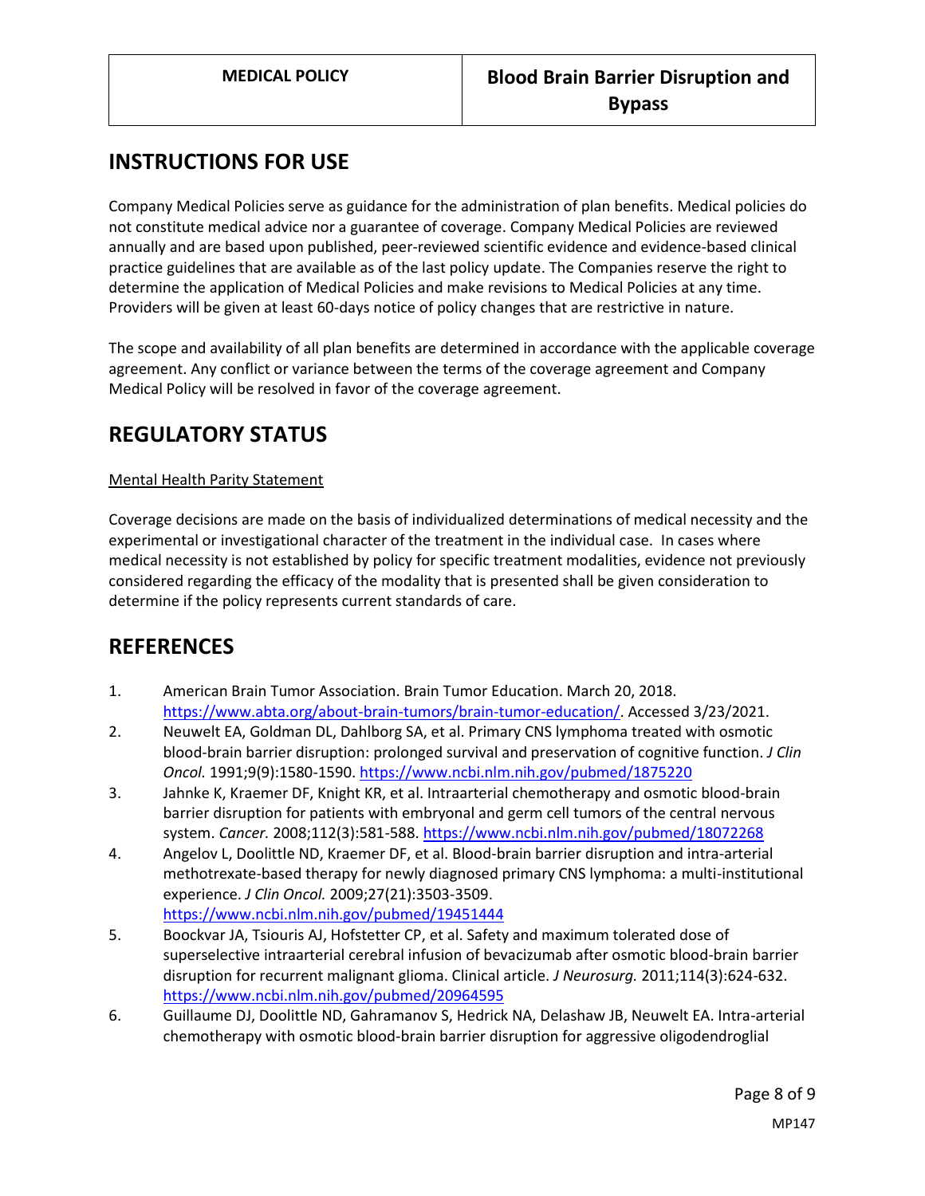## INSTRUCTIONS FOR USE

Company Medical Policies serve as guidance for the administration of plan benefits. Medical policies do not constitute medical advice nor a guarantee of coverage. Company Medical Policies are reviewed annually and are based upon published, peer-reviewed scientific evidence and evidence-based clinical practice guidelines that are available as of the last policy update. The Companies reserve the right to determine the application of Medical Policies and make revisions to Medical Policies at any time. Providers will be given at least 60-days notice of policy changes that are restrictive in nature.

The scope and availability of all plan benefits are determined in accordance with the applicable coverage agreement. Any conflict or variance between the terms of the coverage agreement and Company Medical Policy will be resolved in favor of the coverage agreement.

## REGULATORY STATUS

Mental Health Parity Statement

Coverage decisions are made on the basis of individualized determinations of medical necessity and the experimental or investigational character of the treatment in the individual case. In cases where medical necessity is not established by policy for specific treatment modalities, evidence not previously considered regarding the efficacy of the modality that is presented shall be given consideration to determine if the policy represents current standards of care.

## REFERENCES

1. American Brain Tumor Association. Brain Tumor Education. March 20, 2018. https://www.abta.org/about-brain-tumors/brain-tumor-education/. Accessed 3/23/2021.
2. Neuwelt EA, Goldman DL, Dahlborg SA, et al. Primary CNS lymphoma treated with osmotic blood-brain barrier disruption: prolonged survival and preservation of cognitive function. *J Clin Oncol.* 1991;9(9):1580-1590. https://www.ncbi.nlm.nih.gov/pubmed/1875220
3. Jahnke K, Kraemer DF, Knight KR, et al. Intraarterial chemotherapy and osmotic blood-brain barrier disruption for patients with embryonal and germ cell tumors of the central nervous system. *Cancer.* 2008;112(3):581-588. https://www.ncbi.nlm.nih.gov/pubmed/18072268
4. Angelov L, Doolittle ND, Kraemer DF, et al. Blood-brain barrier disruption and intra-arterial methotrexate-based therapy for newly diagnosed primary CNS lymphoma: a multi-institutional experience. *J Clin Oncol.* 2009;27(21):3503-3509. https://www.ncbi.nlm.nih.gov/pubmed/19451444
5. Boockvar JA, Tsiouris AJ, Hofstetter CP, et al. Safety and maximum tolerated dose of superselective intraarterial cerebral infusion of bevacizumab after osmotic blood-brain barrier disruption for recurrent malignant glioma. Clinical article. *J Neurosurg.* 2011;114(3):624-632. https://www.ncbi.nlm.nih.gov/pubmed/20964595
6. Guillaume DJ, Doolittle ND, Gahramanov S, Hedrick NA, Delashaw JB, Neuwelt EA. Intra-arterial chemotherapy with osmotic blood-brain barrier disruption for aggressive oligodendroglial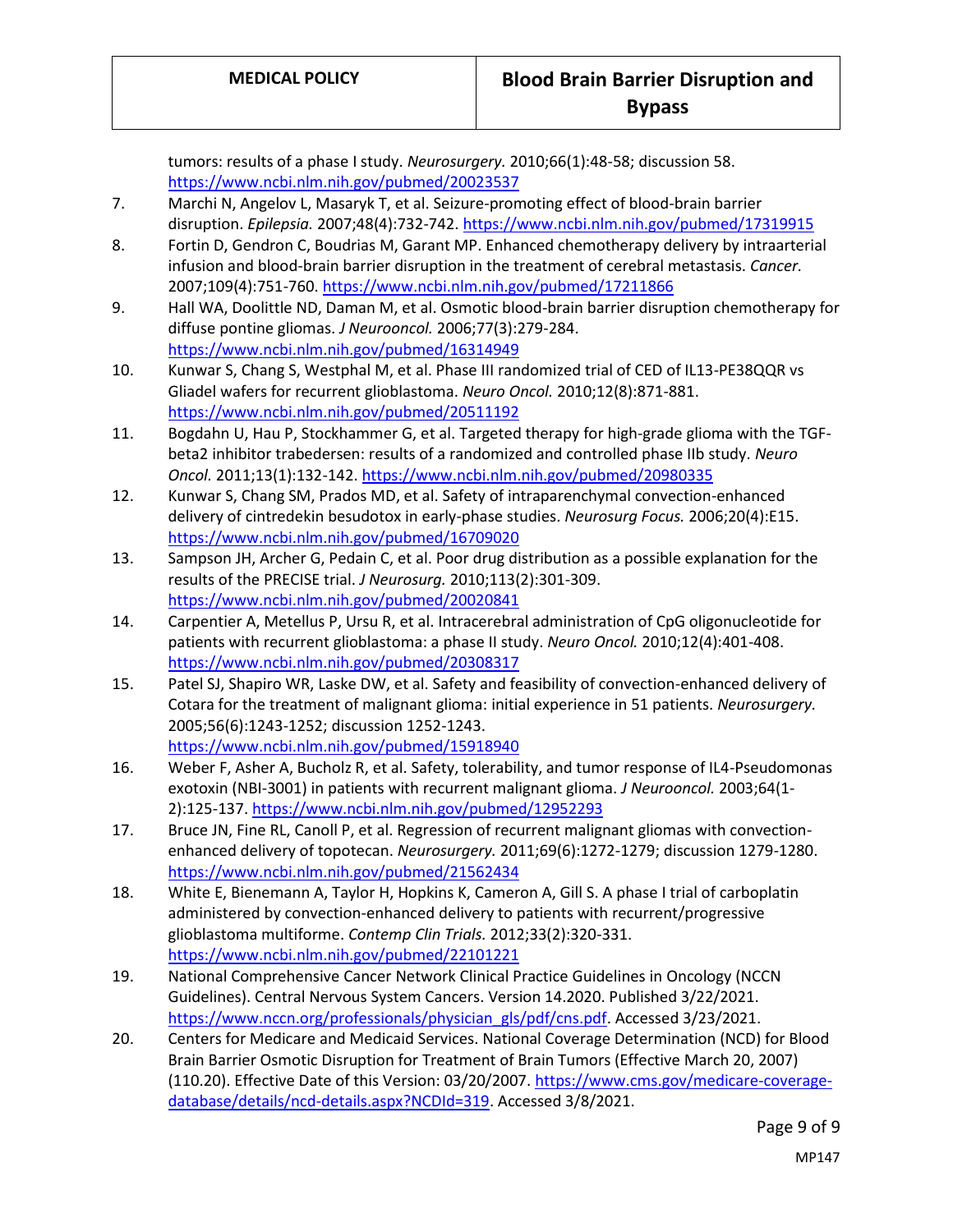tumors: results of a phase I study. *Neurosurgery.* 2010;66(1):48-58; discussion 58. https://www.ncbi.nlm.nih.gov/pubmed/20023537

7. Marchi N, Angelov L, Masaryk T, et al. Seizure-promoting effect of blood-brain barrier disruption. *Epilepsia.* 2007;48(4):732-742. https://www.ncbi.nlm.nih.gov/pubmed/17319915
8. Fortin D, Gendron C, Boudrias M, Garant MP. Enhanced chemotherapy delivery by intraarterial infusion and blood-brain barrier disruption in the treatment of cerebral metastasis. *Cancer.* 2007;109(4):751-760. https://www.ncbi.nlm.nih.gov/pubmed/17211866
9. Hall WA, Doolittle ND, Daman M, et al. Osmotic blood-brain barrier disruption chemotherapy for diffuse pontine gliomas. *J Neurooncol.* 2006;77(3):279-284. https://www.ncbi.nlm.nih.gov/pubmed/16314949
10. Kunwar S, Chang S, Westphal M, et al. Phase III randomized trial of CED of IL13-PE38QQR vs Gliadel wafers for recurrent glioblastoma. *Neuro Oncol.* 2010;12(8):871-881. https://www.ncbi.nlm.nih.gov/pubmed/20511192
11. Bogdahn U, Hau P, Stockhammer G, et al. Targeted therapy for high-grade glioma with the TGF-beta2 inhibitor trabedersen: results of a randomized and controlled phase IIb study. *Neuro Oncol.* 2011;13(1):132-142. https://www.ncbi.nlm.nih.gov/pubmed/20980335
12. Kunwar S, Chang SM, Prados MD, et al. Safety of intraparenchymal convection-enhanced delivery of cintredekin besudotox in early-phase studies. *Neurosurg Focus.* 2006;20(4):E15. https://www.ncbi.nlm.nih.gov/pubmed/16709020
13. Sampson JH, Archer G, Pedain C, et al. Poor drug distribution as a possible explanation for the results of the PRECISE trial. *J Neurosurg.* 2010;113(2):301-309. https://www.ncbi.nlm.nih.gov/pubmed/20020841
14. Carpentier A, Metellus P, Ursu R, et al. Intracerebral administration of CpG oligonucleotide for patients with recurrent glioblastoma: a phase II study. *Neuro Oncol.* 2010;12(4):401-408. https://www.ncbi.nlm.nih.gov/pubmed/20308317
15. Patel SJ, Shapiro WR, Laske DW, et al. Safety and feasibility of convection-enhanced delivery of Cotara for the treatment of malignant glioma: initial experience in 51 patients. *Neurosurgery.* 2005;56(6):1243-1252; discussion 1252-1243. https://www.ncbi.nlm.nih.gov/pubmed/15918940
16. Weber F, Asher A, Bucholz R, et al. Safety, tolerability, and tumor response of IL4-Pseudomonas exotoxin (NBI-3001) in patients with recurrent malignant glioma. *J Neurooncol.* 2003;64(1-2):125-137. https://www.ncbi.nlm.nih.gov/pubmed/12952293
17. Bruce JN, Fine RL, Canoll P, et al. Regression of recurrent malignant gliomas with convection-enhanced delivery of topotecan. *Neurosurgery.* 2011;69(6):1272-1279; discussion 1279-1280. https://www.ncbi.nlm.nih.gov/pubmed/21562434
18. White E, Bienemann A, Taylor H, Hopkins K, Cameron A, Gill S. A phase I trial of carboplatin administered by convection-enhanced delivery to patients with recurrent/progressive glioblastoma multiforme. *Contemp Clin Trials.* 2012;33(2):320-331. https://www.ncbi.nlm.nih.gov/pubmed/22101221
19. National Comprehensive Cancer Network Clinical Practice Guidelines in Oncology (NCCN Guidelines). Central Nervous System Cancers. Version 14.2020. Published 3/22/2021. https://www.nccn.org/professionals/physician_gls/pdf/cns.pdf. Accessed 3/23/2021.
20. Centers for Medicare and Medicaid Services. National Coverage Determination (NCD) for Blood Brain Barrier Osmotic Disruption for Treatment of Brain Tumors (Effective March 20, 2007) (110.20). Effective Date of this Version: 03/20/2007. https://www.cms.gov/medicare-coverage-database/details/ncd-details.aspx?NCDId=319. Accessed 3/8/2021.